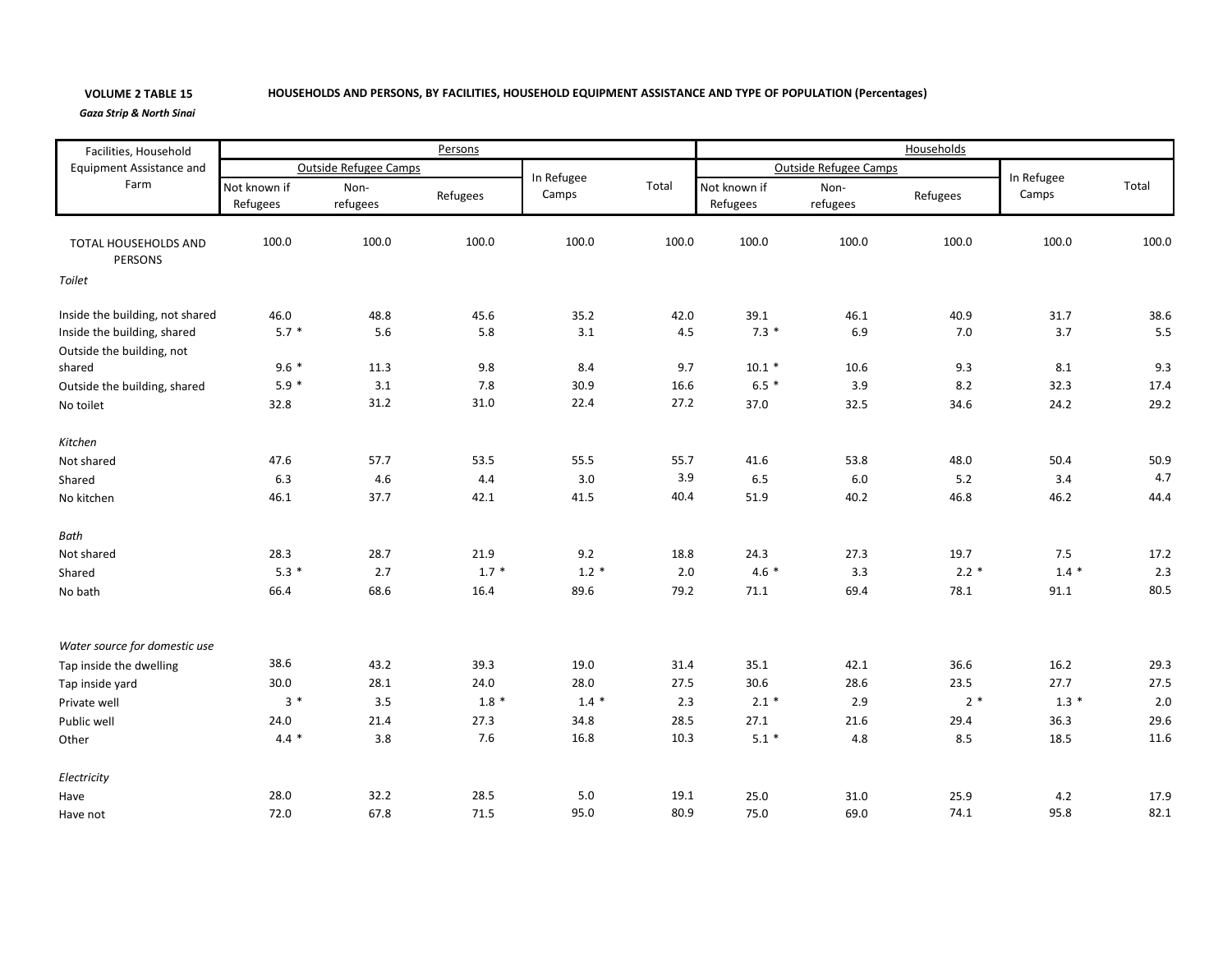**VOLUME 2 TABLE 15** **HOUSEHOLDS AND PERSONS, BY FACILITIES, HOUSEHOLD EQUIPMENT ASSISTANCE AND TYPE OF POPULATION (Percentages)**

***Gaza Strip & North Sinai***

| Facilities, Household Equipment Assistance and Farm | Persons | | | | | Households | | | | |
|---|---|---|---|---|---|---|---|---|---|---|
| | Outside Refugee Camps | | | In Refugee Camps | Total | Outside Refugee Camps | | | In Refugee Camps | Total |
| | Not known if Refugees | Non-refugees | Refugees | | | Not known if Refugees | Non-refugees | Refugees | | |
| TOTAL HOUSEHOLDS AND PERSONS | 100.0 | 100.0 | 100.0 | 100.0 | 100.0 | 100.0 | 100.0 | 100.0 | 100.0 | 100.0 |
| *Toilet* | | | | | | | | | | |
| Inside the building, not shared | 46.0 | 48.8 | 45.6 | 35.2 | 42.0 | 39.1 | 46.1 | 40.9 | 31.7 | 38.6 |
| Inside the building, shared | 5.7 * | 5.6 | 5.8 | 3.1 | 4.5 | 7.3 * | 6.9 | 7.0 | 3.7 | 5.5 |
| Outside the building, not shared | 9.6 * | 11.3 | 9.8 | 8.4 | 9.7 | 10.1 * | 10.6 | 9.3 | 8.1 | 9.3 |
| Outside the building, shared | 5.9 * | 3.1 | 7.8 | 30.9 | 16.6 | 6.5 * | 3.9 | 8.2 | 32.3 | 17.4 |
| No toilet | 32.8 | 31.2 | 31.0 | 22.4 | 27.2 | 37.0 | 32.5 | 34.6 | 24.2 | 29.2 |
| *Kitchen* | | | | | | | | | | |
| Not shared | 47.6 | 57.7 | 53.5 | 55.5 | 55.7 | 41.6 | 53.8 | 48.0 | 50.4 | 50.9 |
| Shared | 6.3 | 4.6 | 4.4 | 3.0 | 3.9 | 6.5 | 6.0 | 5.2 | 3.4 | 4.7 |
| No kitchen | 46.1 | 37.7 | 42.1 | 41.5 | 40.4 | 51.9 | 40.2 | 46.8 | 46.2 | 44.4 |
| *Bath* | | | | | | | | | | |
| Not shared | 28.3 | 28.7 | 21.9 | 9.2 | 18.8 | 24.3 | 27.3 | 19.7 | 7.5 | 17.2 |
| Shared | 5.3 * | 2.7 | 1.7 * | 1.2 * | 2.0 | 4.6 * | 3.3 | 2.2 * | 1.4 * | 2.3 |
| No bath | 66.4 | 68.6 | 16.4 | 89.6 | 79.2 | 71.1 | 69.4 | 78.1 | 91.1 | 80.5 |
| *Water source for domestic use* | | | | | | | | | | |
| Tap inside the dwelling | 38.6 | 43.2 | 39.3 | 19.0 | 31.4 | 35.1 | 42.1 | 36.6 | 16.2 | 29.3 |
| Tap inside yard | 30.0 | 28.1 | 24.0 | 28.0 | 27.5 | 30.6 | 28.6 | 23.5 | 27.7 | 27.5 |
| Private well | 3 * | 3.5 | 1.8 * | 1.4 * | 2.3 | 2.1 * | 2.9 | 2 * | 1.3 * | 2.0 |
| Public well | 24.0 | 21.4 | 27.3 | 34.8 | 28.5 | 27.1 | 21.6 | 29.4 | 36.3 | 29.6 |
| Other | 4.4 * | 3.8 | 7.6 | 16.8 | 10.3 | 5.1 * | 4.8 | 8.5 | 18.5 | 11.6 |
| *Electricity* | | | | | | | | | | |
| Have | 28.0 | 32.2 | 28.5 | 5.0 | 19.1 | 25.0 | 31.0 | 25.9 | 4.2 | 17.9 |
| Have not | 72.0 | 67.8 | 71.5 | 95.0 | 80.9 | 75.0 | 69.0 | 74.1 | 95.8 | 82.1 |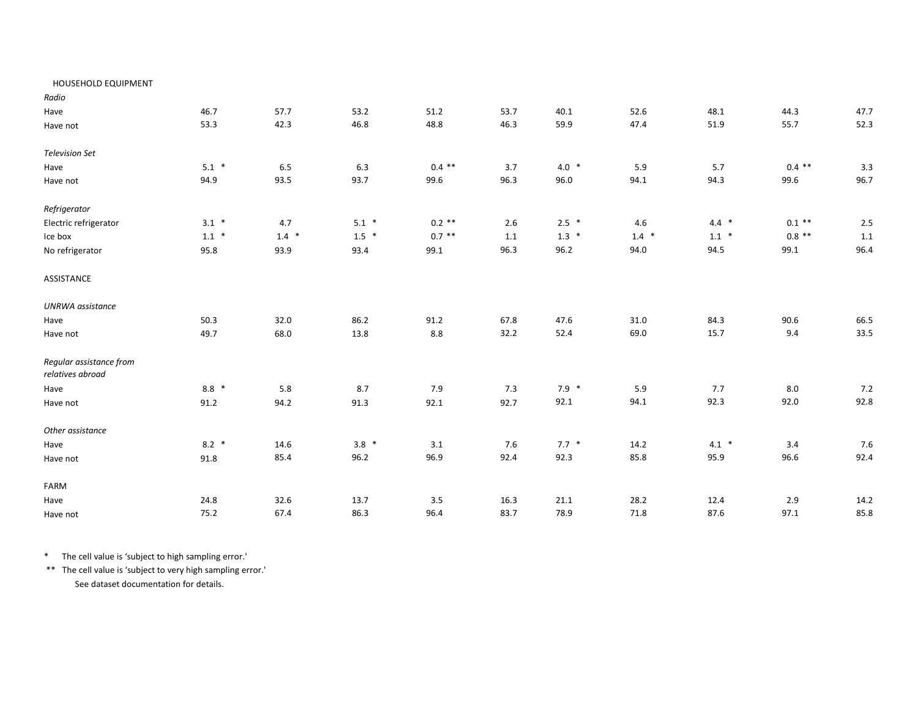| | | | | | | | | | | |
|---|---|---|---|---|---|---|---|---|---|---|
| HOUSEHOLD EQUIPMENT | | | | | | | | | | |
| *Radio* | | | | | | | | | | |
| Have | 46.7 | 57.7 | 53.2 | 51.2 | 53.7 | 40.1 | 52.6 | 48.1 | 44.3 | 47.7 |
| Have not | 53.3 | 42.3 | 46.8 | 48.8 | 46.3 | 59.9 | 47.4 | 51.9 | 55.7 | 52.3 |
| *Television Set* | | | | | | | | | | |
| Have | 5.1 * | 6.5 | 6.3 | 0.4 ** | 3.7 | 4.0 * | 5.9 | 5.7 | 0.4 ** | 3.3 |
| Have not | 94.9 | 93.5 | 93.7 | 99.6 | 96.3 | 96.0 | 94.1 | 94.3 | 99.6 | 96.7 |
| *Refrigerator* | | | | | | | | | | |
| Electric refrigerator | 3.1 * | 4.7 | 5.1 * | 0.2 ** | 2.6 | 2.5 * | 4.6 | 4.4 * | 0.1 ** | 2.5 |
| Ice box | 1.1 * | 1.4 * | 1.5 * | 0.7 ** | 1.1 | 1.3 * | 1.4 * | 1.1 * | 0.8 ** | 1.1 |
| No refrigerator | 95.8 | 93.9 | 93.4 | 99.1 | 96.3 | 96.2 | 94.0 | 94.5 | 99.1 | 96.4 |
| ASSISTANCE | | | | | | | | | | |
| *UNRWA assistance* | | | | | | | | | | |
| Have | 50.3 | 32.0 | 86.2 | 91.2 | 67.8 | 47.6 | 31.0 | 84.3 | 90.6 | 66.5 |
| Have not | 49.7 | 68.0 | 13.8 | 8.8 | 32.2 | 52.4 | 69.0 | 15.7 | 9.4 | 33.5 |
| *Regular assistance from relatives abroad* | | | | | | | | | | |
| Have | 8.8 * | 5.8 | 8.7 | 7.9 | 7.3 | 7.9 * | 5.9 | 7.7 | 8.0 | 7.2 |
| Have not | 91.2 | 94.2 | 91.3 | 92.1 | 92.7 | 92.1 | 94.1 | 92.3 | 92.0 | 92.8 |
| *Other assistance* | | | | | | | | | | |
| Have | 8.2 * | 14.6 | 3.8 * | 3.1 | 7.6 | 7.7 * | 14.2 | 4.1 * | 3.4 | 7.6 |
| Have not | 91.8 | 85.4 | 96.2 | 96.9 | 92.4 | 92.3 | 85.8 | 95.9 | 96.6 | 92.4 |
| FARM | | | | | | | | | | |
| Have | 24.8 | 32.6 | 13.7 | 3.5 | 16.3 | 21.1 | 28.2 | 12.4 | 2.9 | 14.2 |
| Have not | 75.2 | 67.4 | 86.3 | 96.4 | 83.7 | 78.9 | 71.8 | 87.6 | 97.1 | 85.8 |

\* The cell value is 'subject to high sampling error.'

\*\* The cell value is 'subject to very high sampling error.'

See dataset documentation for details.